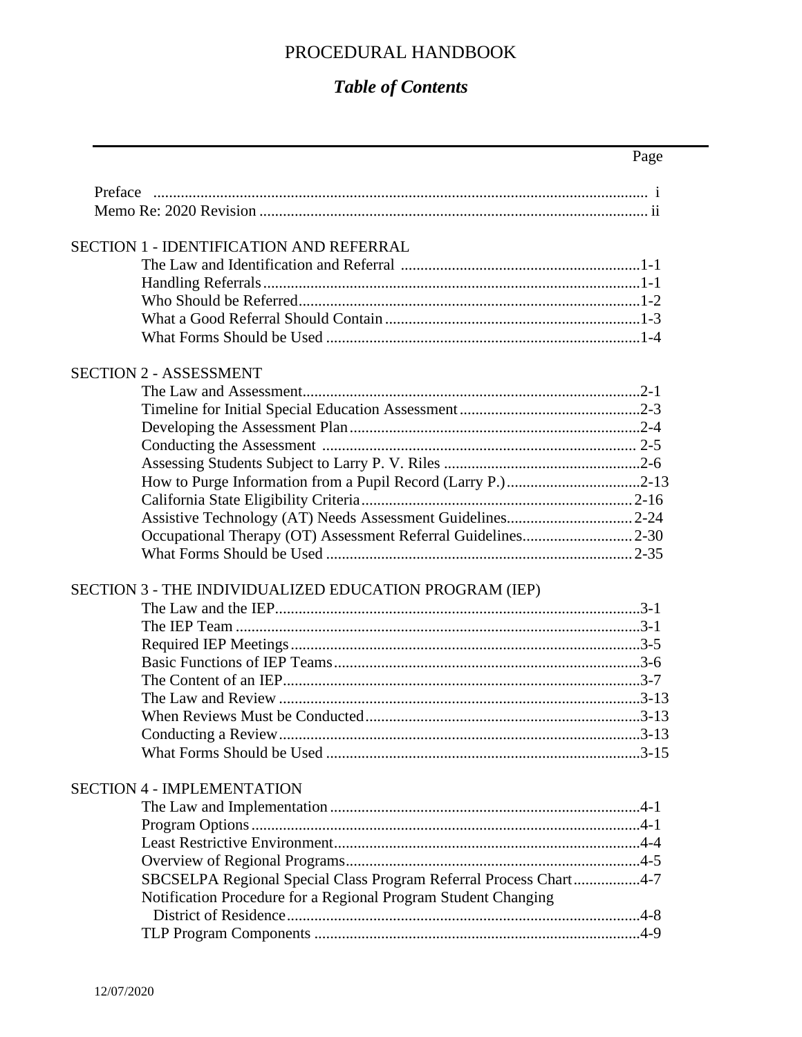# PROCEDURAL HANDBOOK

## *Table of Contents*

| | Page |
|---|---|
| Preface | i |
| Memo Re: 2020 Revision | ii |
| **SECTION 1 - IDENTIFICATION AND REFERRAL** | |
| The Law and Identification and Referral | 1-1 |
| Handling Referrals | 1-1 |
| Who Should be Referred | 1-2 |
| What a Good Referral Should Contain | 1-3 |
| What Forms Should be Used | 1-4 |
| **SECTION 2 - ASSESSMENT** | |
| The Law and Assessment | 2-1 |
| Timeline for Initial Special Education Assessment | 2-3 |
| Developing the Assessment Plan | 2-4 |
| Conducting the Assessment | 2-5 |
| Assessing Students Subject to Larry P. V. Riles | 2-6 |
| How to Purge Information from a Pupil Record (Larry P.) | 2-13 |
| California State Eligibility Criteria | 2-16 |
| Assistive Technology (AT) Needs Assessment Guidelines | 2-24 |
| Occupational Therapy (OT) Assessment Referral Guidelines | 2-30 |
| What Forms Should be Used | 2-35 |
| **SECTION 3 - THE INDIVIDUALIZED EDUCATION PROGRAM (IEP)** | |
| The Law and the IEP | 3-1 |
| The IEP Team | 3-1 |
| Required IEP Meetings | 3-5 |
| Basic Functions of IEP Teams | 3-6 |
| The Content of an IEP | 3-7 |
| The Law and Review | 3-13 |
| When Reviews Must be Conducted | 3-13 |
| Conducting a Review | 3-13 |
| What Forms Should be Used | 3-15 |
| **SECTION 4 - IMPLEMENTATION** | |
| The Law and Implementation | 4-1 |
| Program Options | 4-1 |
| Least Restrictive Environment | 4-4 |
| Overview of Regional Programs | 4-5 |
| SBCSELPA Regional Special Class Program Referral Process Chart | 4-7 |
| Notification Procedure for a Regional Program Student Changing District of Residence | 4-8 |
| TLP Program Components | 4-9 |

12/07/2020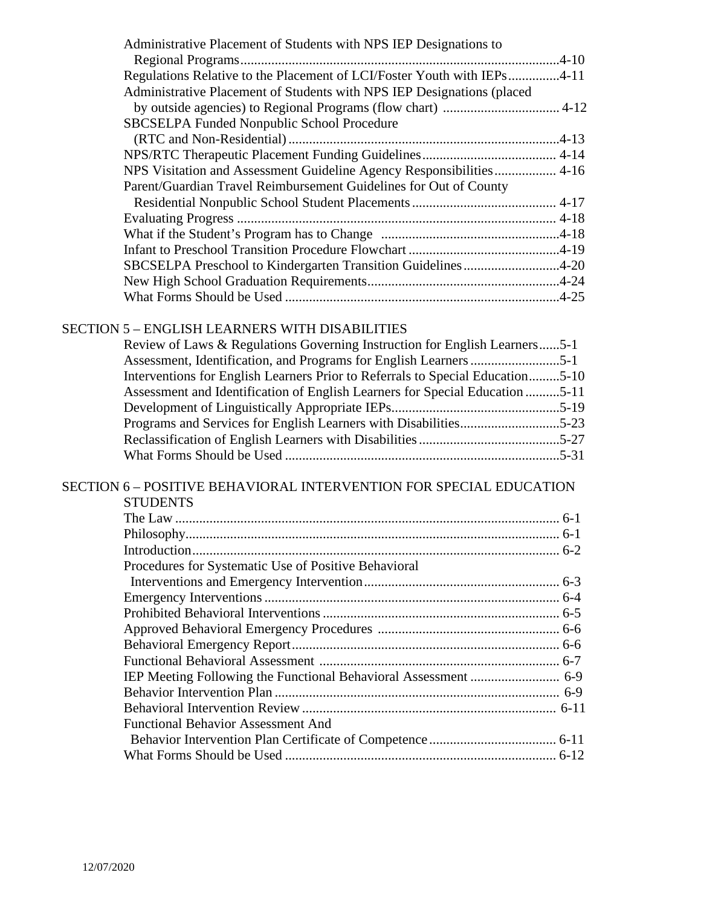Administrative Placement of Students with NPS IEP Designations to Regional Programs ........ 4-10
Regulations Relative to the Placement of LCI/Foster Youth with IEPs ........ 4-11
Administrative Placement of Students with NPS IEP Designations (placed by outside agencies) to Regional Programs (flow chart) ........ 4-12
SBCSELPA Funded Nonpublic School Procedure (RTC and Non-Residential) ........ 4-13
NPS/RTC Therapeutic Placement Funding Guidelines ........ 4-14
NPS Visitation and Assessment Guideline Agency Responsibilities ........ 4-16
Parent/Guardian Travel Reimbursement Guidelines for Out of County Residential Nonpublic School Student Placements ........ 4-17
Evaluating Progress ........ 4-18
What if the Student's Program has to Change ........ 4-18
Infant to Preschool Transition Procedure Flowchart ........ 4-19
SBCSELPA Preschool to Kindergarten Transition Guidelines ........ 4-20
New High School Graduation Requirements ........ 4-24
What Forms Should be Used ........ 4-25

SECTION 5 – ENGLISH LEARNERS WITH DISABILITIES

Review of Laws & Regulations Governing Instruction for English Learners ........ 5-1
Assessment, Identification, and Programs for English Learners ........ 5-1
Interventions for English Learners Prior to Referrals to Special Education ........ 5-10
Assessment and Identification of English Learners for Special Education ........ 5-11
Development of Linguistically Appropriate IEPs ........ 5-19
Programs and Services for English Learners with Disabilities ........ 5-23
Reclassification of English Learners with Disabilities ........ 5-27
What Forms Should be Used ........ 5-31

SECTION 6 – POSITIVE BEHAVIORAL INTERVENTION FOR SPECIAL EDUCATION STUDENTS

The Law ........ 6-1
Philosophy ........ 6-1
Introduction ........ 6-2
Procedures for Systematic Use of Positive Behavioral Interventions and Emergency Intervention ........ 6-3
Emergency Interventions ........ 6-4
Prohibited Behavioral Interventions ........ 6-5
Approved Behavioral Emergency Procedures ........ 6-6
Behavioral Emergency Report ........ 6-6
Functional Behavioral Assessment ........ 6-7
IEP Meeting Following the Functional Behavioral Assessment ........ 6-9
Behavior Intervention Plan ........ 6-9
Behavioral Intervention Review ........ 6-11
Functional Behavior Assessment And Behavior Intervention Plan Certificate of Competence ........ 6-11
What Forms Should be Used ........ 6-12

12/07/2020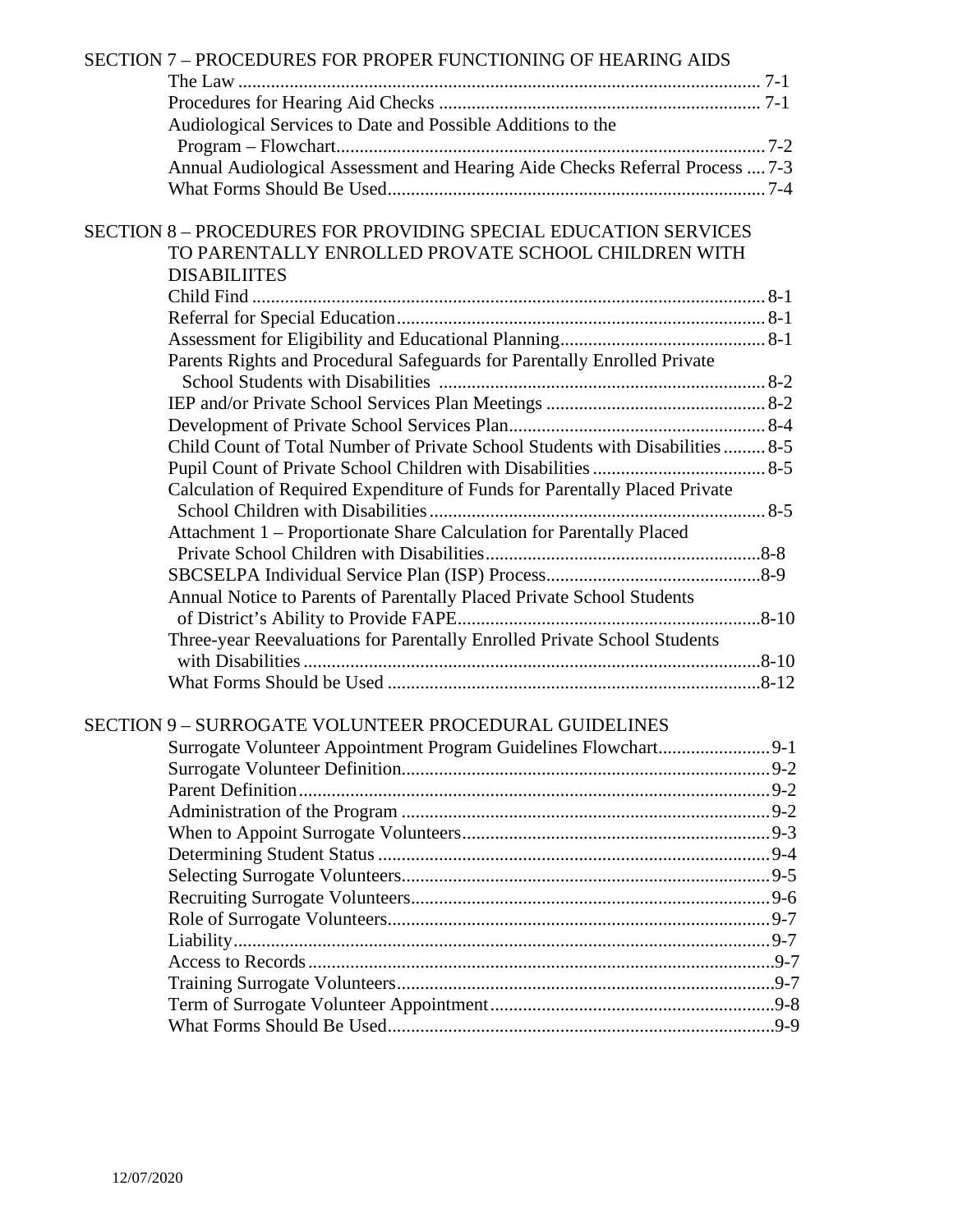SECTION 7 – PROCEDURES FOR PROPER FUNCTIONING OF HEARING AIDS

- The Law ............................................................................................................ 7-1
- Procedures for Hearing Aid Checks .................................................................... 7-1
- Audiological Services to Date and Possible Additions to the Program – Flowchart.......................................................................................... 7-2
- Annual Audiological Assessment and Hearing Aide Checks Referral Process .... 7-3
- What Forms Should Be Used................................................................................ 7-4

SECTION 8 – PROCEDURES FOR PROVIDING SPECIAL EDUCATION SERVICES TO PARENTALLY ENROLLED PROVATE SCHOOL CHILDREN WITH DISABILIITES

- Child Find ........................................................................................................... 8-1
- Referral for Special Education.............................................................................. 8-1
- Assessment for Eligibility and Educational Planning........................................... 8-1
- Parents Rights and Procedural Safeguards for Parentally Enrolled Private School Students with Disabilities ..................................................................... 8-2
- IEP and/or Private School Services Plan Meetings .............................................. 8-2
- Development of Private School Services Plan...................................................... 8-4
- Child Count of Total Number of Private School Students with Disabilities ......... 8-5
- Pupil Count of Private School Children with Disabilities .................................... 8-5
- Calculation of Required Expenditure of Funds for Parentally Placed Private School Children with Disabilities........................................................................ 8-5
- Attachment 1 – Proportionate Share Calculation for Parentally Placed Private School Children with Disabilities..........................................................8-8
- SBCSELPA Individual Service Plan (ISP) Process.............................................8-9
- Annual Notice to Parents of Parentally Placed Private School Students of District's Ability to Provide FAPE................................................................8-10
- Three-year Reevaluations for Parentally Enrolled Private School Students with Disabilities.................................................................................................8-10
- What Forms Should be Used ...............................................................................8-12

SECTION 9 – SURROGATE VOLUNTEER PROCEDURAL GUIDELINES

- Surrogate Volunteer Appointment Program Guidelines Flowchart.......................9-1
- Surrogate Volunteer Definition.............................................................................9-2
- Parent Definition...................................................................................................9-2
- Administration of the Program .............................................................................9-2
- When to Appoint Surrogate Volunteers................................................................9-3
- Determining Student Status ..................................................................................9-4
- Selecting Surrogate Volunteers.............................................................................9-5
- Recruiting Surrogate Volunteers...........................................................................9-6
- Role of Surrogate Volunteers................................................................................9-7
- Liability.................................................................................................................9-7
- Access to Records..................................................................................................9-7
- Training Surrogate Volunteers...............................................................................9-7
- Term of Surrogate Volunteer Appointment...........................................................9-8
- What Forms Should Be Used.................................................................................9-9

12/07/2020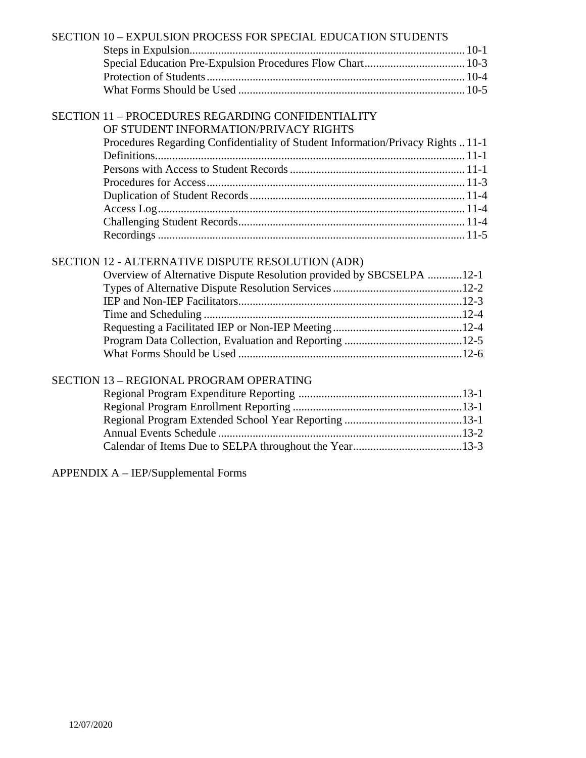SECTION 10 – EXPULSION PROCESS FOR SPECIAL EDUCATION STUDENTS

- Steps in Expulsion ........ 10-1
- Special Education Pre-Expulsion Procedures Flow Chart ........ 10-3
- Protection of Students ........ 10-4
- What Forms Should be Used ........ 10-5

SECTION 11 – PROCEDURES REGARDING CONFIDENTIALITY OF STUDENT INFORMATION/PRIVACY RIGHTS

- Procedures Regarding Confidentiality of Student Information/Privacy Rights .. 11-1
- Definitions ........ 11-1
- Persons with Access to Student Records ........ 11-1
- Procedures for Access ........ 11-3
- Duplication of Student Records ........ 11-4
- Access Log ........ 11-4
- Challenging Student Records ........ 11-4
- Recordings ........ 11-5

SECTION 12 - ALTERNATIVE DISPUTE RESOLUTION (ADR)

- Overview of Alternative Dispute Resolution provided by SBCSELPA ........ 12-1
- Types of Alternative Dispute Resolution Services ........ 12-2
- IEP and Non-IEP Facilitators ........ 12-3
- Time and Scheduling ........ 12-4
- Requesting a Facilitated IEP or Non-IEP Meeting ........ 12-4
- Program Data Collection, Evaluation and Reporting ........ 12-5
- What Forms Should be Used ........ 12-6

SECTION 13 – REGIONAL PROGRAM OPERATING

- Regional Program Expenditure Reporting ........ 13-1
- Regional Program Enrollment Reporting ........ 13-1
- Regional Program Extended School Year Reporting ........ 13-1
- Annual Events Schedule ........ 13-2
- Calendar of Items Due to SELPA throughout the Year ........ 13-3

APPENDIX A – IEP/Supplemental Forms

12/07/2020